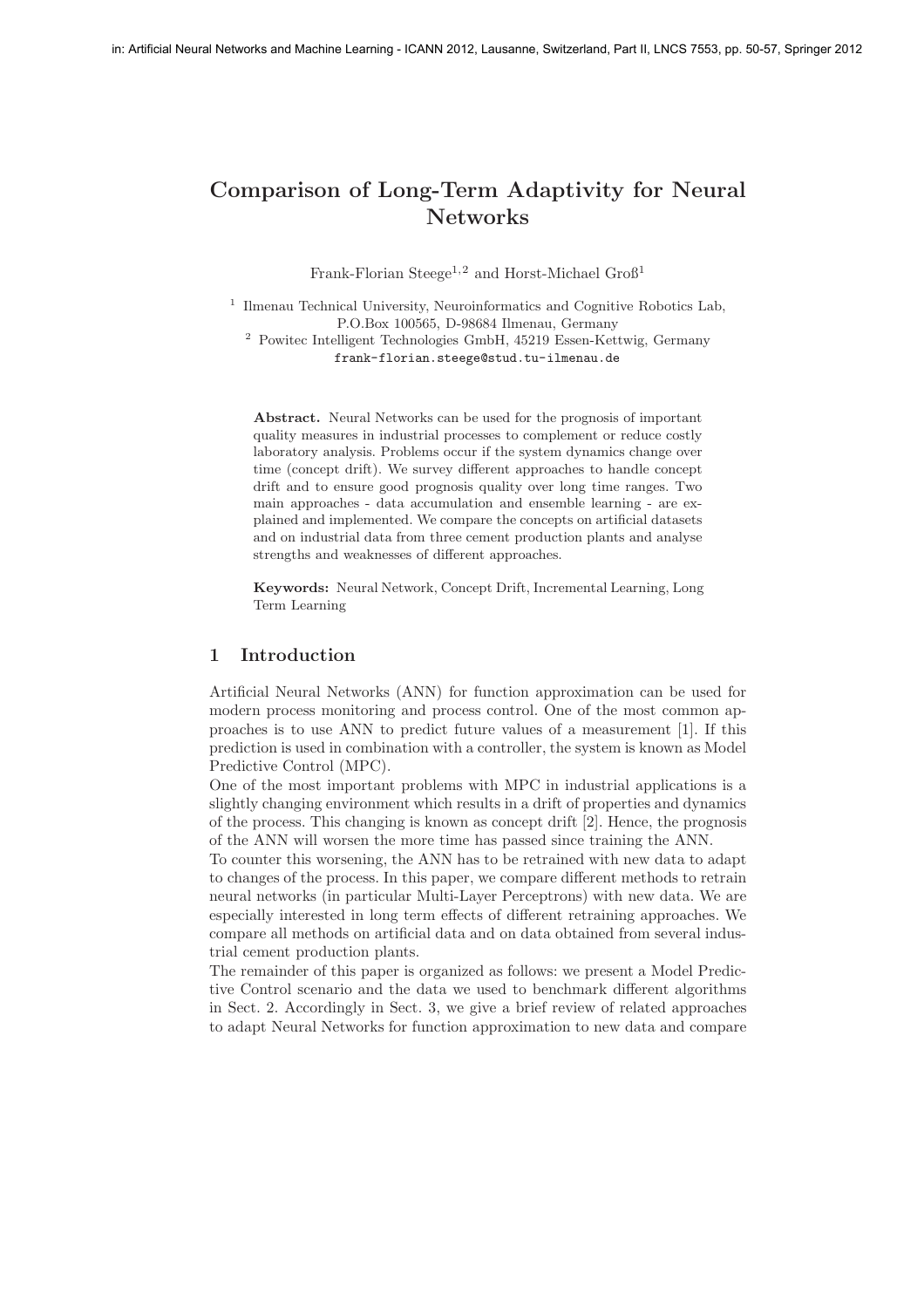# Comparison of Long-Term Adaptivity for Neural Networks

Frank-Florian Steege[1,2] and Horst-Michael Groß[1]

[1] Ilmenau Technical University, Neuroinformatics and Cognitive Robotics Lab, P.O.Box 100565, D-98684 Ilmenau, Germany

[2] Powitec Intelligent Technologies GmbH, 45219 Essen-Kettwig, Germany

frank-florian.steege@stud.tu-ilmenau.de

**Abstract.** Neural Networks can be used for the prognosis of important quality measures in industrial processes to complement or reduce costly laboratory analysis. Problems occur if the system dynamics change over time (concept drift). We survey different approaches to handle concept drift and to ensure good prognosis quality over long time ranges. Two main approaches - data accumulation and ensemble learning - are explained and implemented. We compare the concepts on artificial datasets and on industrial data from three cement production plants and analyse strengths and weaknesses of different approaches.

**Keywords:** Neural Network, Concept Drift, Incremental Learning, Long Term Learning

## 1 Introduction

Artificial Neural Networks (ANN) for function approximation can be used for modern process monitoring and process control. One of the most common approaches is to use ANN to predict future values of a measurement [1]. If this prediction is used in combination with a controller, the system is known as Model Predictive Control (MPC).

One of the most important problems with MPC in industrial applications is a slightly changing environment which results in a drift of properties and dynamics of the process. This changing is known as concept drift [2]. Hence, the prognosis of the ANN will worsen the more time has passed since training the ANN.

To counter this worsening, the ANN has to be retrained with new data to adapt to changes of the process. In this paper, we compare different methods to retrain neural networks (in particular Multi-Layer Perceptrons) with new data. We are especially interested in long term effects of different retraining approaches. We compare all methods on artificial data and on data obtained from several industrial cement production plants.

The remainder of this paper is organized as follows: we present a Model Predictive Control scenario and the data we used to benchmark different algorithms in Sect. 2. Accordingly in Sect. 3, we give a brief review of related approaches to adapt Neural Networks for function approximation to new data and compare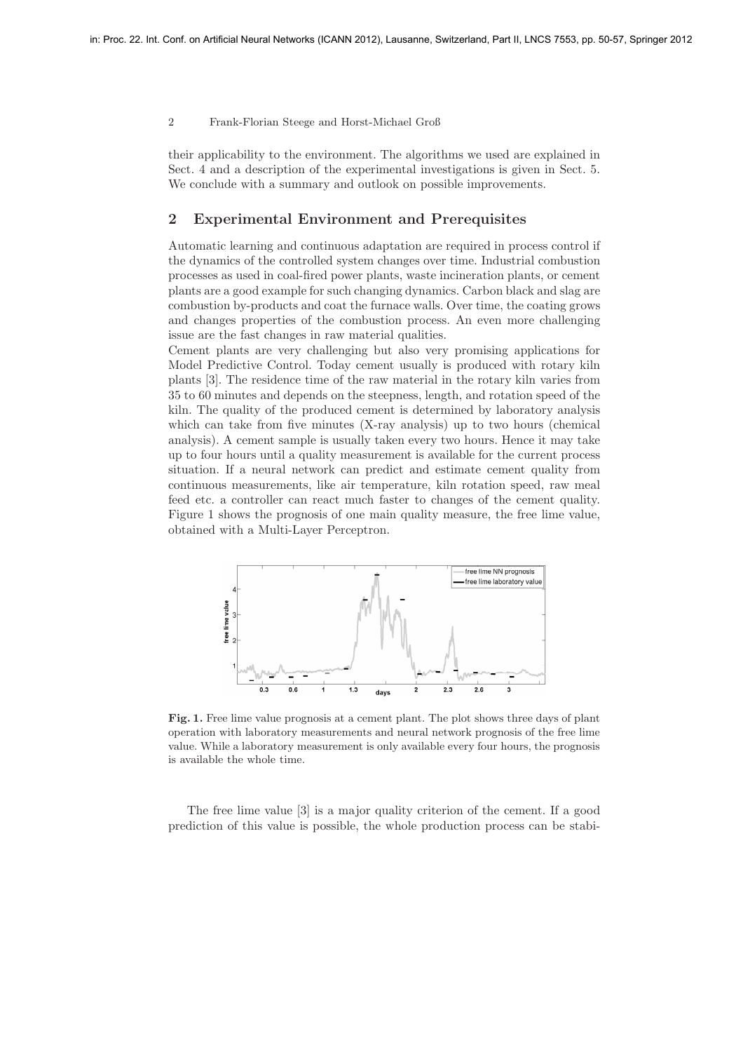their applicability to the environment. The algorithms we used are explained in Sect. 4 and a description of the experimental investigations is given in Sect. 5. We conclude with a summary and outlook on possible improvements.

## 2 Experimental Environment and Prerequisites

Automatic learning and continuous adaptation are required in process control if the dynamics of the controlled system changes over time. Industrial combustion processes as used in coal-fired power plants, waste incineration plants, or cement plants are a good example for such changing dynamics. Carbon black and slag are combustion by-products and coat the furnace walls. Over time, the coating grows and changes properties of the combustion process. An even more challenging issue are the fast changes in raw material qualities.
Cement plants are very challenging but also very promising applications for Model Predictive Control. Today cement usually is produced with rotary kiln plants [3]. The residence time of the raw material in the rotary kiln varies from 35 to 60 minutes and depends on the steepness, length, and rotation speed of the kiln. The quality of the produced cement is determined by laboratory analysis which can take from five minutes (X-ray analysis) up to two hours (chemical analysis). A cement sample is usually taken every two hours. Hence it may take up to four hours until a quality measurement is available for the current process situation. If a neural network can predict and estimate cement quality from continuous measurements, like air temperature, kiln rotation speed, raw meal feed etc. a controller can react much faster to changes of the cement quality. Figure 1 shows the prognosis of one main quality measure, the free lime value, obtained with a Multi-Layer Perceptron.

free lime NN prognosis
free lime laboratory value
free lime value
days
0.3 0.6 1 1.3 2 2.3 2.6 3
1 2 3 4

**Fig. 1.** Free lime value prognosis at a cement plant. The plot shows three days of plant operation with laboratory measurements and neural network prognosis of the free lime value. While a laboratory measurement is only available every four hours, the prognosis is available the whole time.

The free lime value [3] is a major quality criterion of the cement. If a good prediction of this value is possible, the whole production process can be stabi-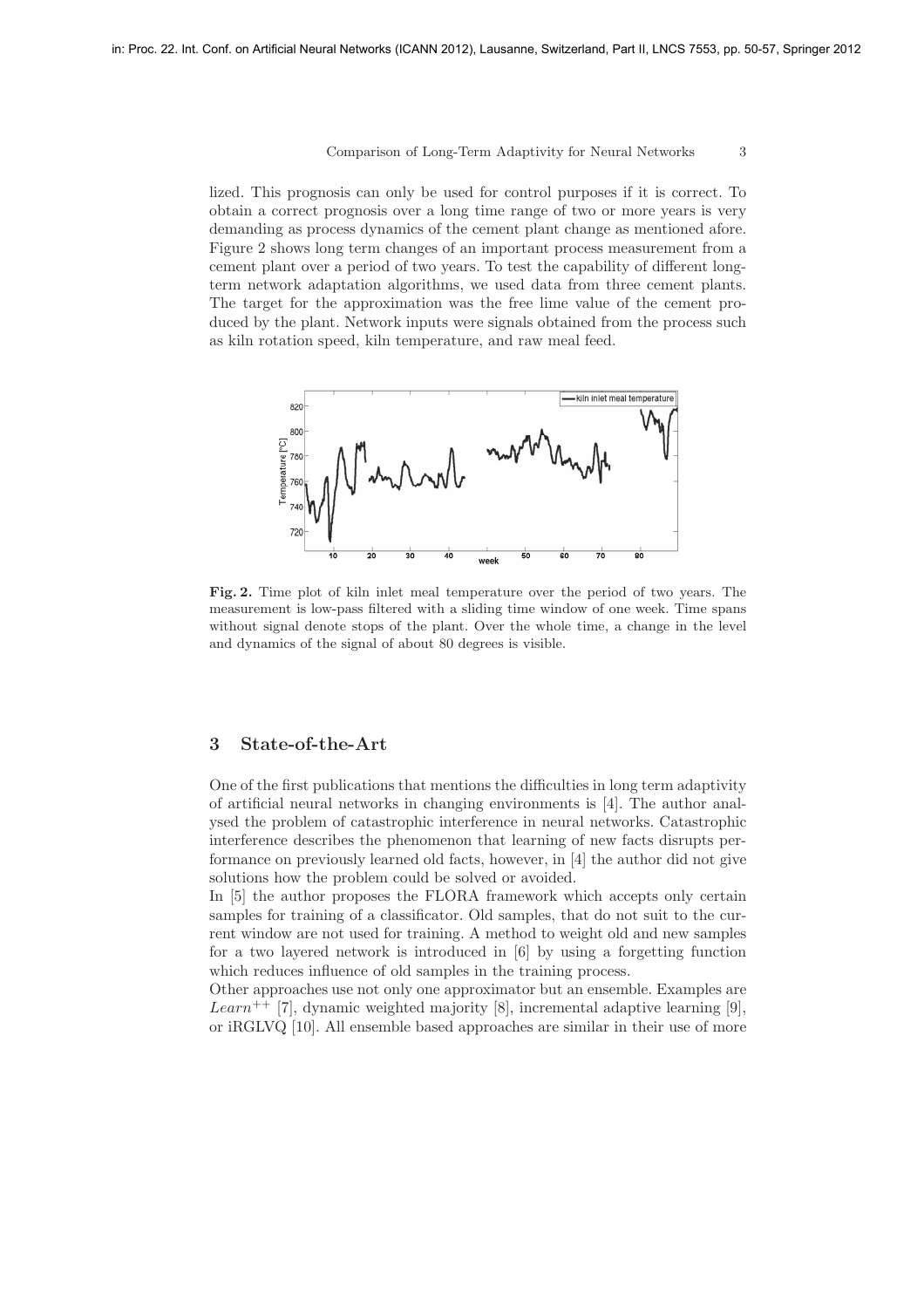lized. This prognosis can only be used for control purposes if it is correct. To obtain a correct prognosis over a long time range of two or more years is very demanding as process dynamics of the cement plant change as mentioned afore. Figure 2 shows long term changes of an important process measurement from a cement plant over a period of two years. To test the capability of different long-term network adaptation algorithms, we used data from three cement plants. The target for the approximation was the free lime value of the cement produced by the plant. Network inputs were signals obtained from the process such as kiln rotation speed, kiln temperature, and raw meal feed.

**Fig. 2.** Time plot of kiln inlet meal temperature over the period of two years. The measurement is low-pass filtered with a sliding time window of one week. Time spans without signal denote stops of the plant. Over the whole time, a change in the level and dynamics of the signal of about 80 degrees is visible.

## 3 State-of-the-Art

One of the first publications that mentions the difficulties in long term adaptivity of artificial neural networks in changing environments is [4]. The author analysed the problem of catastrophic interference in neural networks. Catastrophic interference describes the phenomenon that learning of new facts disrupts performance on previously learned old facts, however, in [4] the author did not give solutions how the problem could be solved or avoided.

In [5] the author proposes the FLORA framework which accepts only certain samples for training of a classificator. Old samples, that do not suit to the current window are not used for training. A method to weight old and new samples for a two layered network is introduced in [6] by using a forgetting function which reduces influence of old samples in the training process.

Other approaches use not only one approximator but an ensemble. Examples are $Learn^{++}$ [7], dynamic weighted majority [8], incremental adaptive learning [9], or iRGLVQ [10]. All ensemble based approaches are similar in their use of more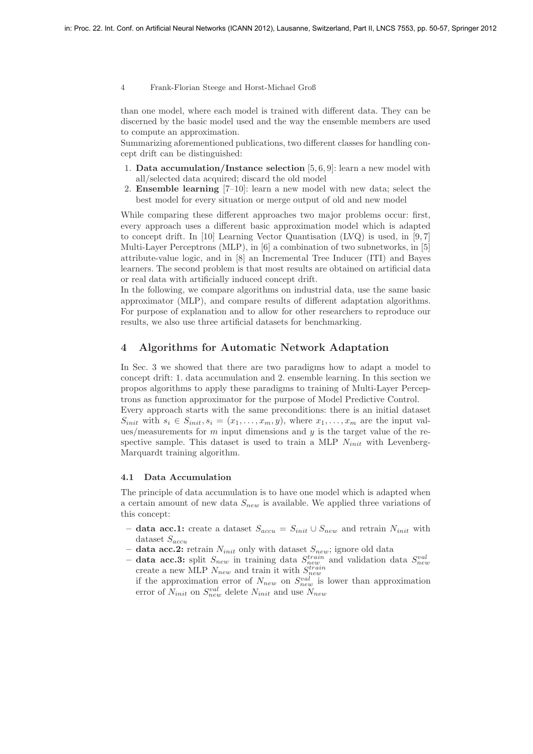than one model, where each model is trained with different data. They can be discerned by the basic model used and the way the ensemble members are used to compute an approximation.

Summarizing aforementioned publications, two different classes for handling concept drift can be distinguished:

1. **Data accumulation/Instance selection** [5, 6, 9]: learn a new model with all/selected data acquired; discard the old model
2. **Ensemble learning** [7–10]: learn a new model with new data; select the best model for every situation or merge output of old and new model

While comparing these different approaches two major problems occur: first, every approach uses a different basic approximation model which is adapted to concept drift. In [10] Learning Vector Quantisation (LVQ) is used, in [9, 7] Multi-Layer Perceptrons (MLP), in [6] a combination of two subnetworks, in [5] attribute-value logic, and in [8] an Incremental Tree Inducer (ITI) and Bayes learners. The second problem is that most results are obtained on artificial data or real data with artificially induced concept drift.

In the following, we compare algorithms on industrial data, use the same basic approximator (MLP), and compare results of different adaptation algorithms. For purpose of explanation and to allow for other researchers to reproduce our results, we also use three artificial datasets for benchmarking.

## 4 Algorithms for Automatic Network Adaptation

In Sec. 3 we showed that there are two paradigms how to adapt a model to concept drift: 1. data accumulation and 2. ensemble learning. In this section we propos algorithms to apply these paradigms to training of Multi-Layer Perceptrons as function approximator for the purpose of Model Predictive Control.

Every approach starts with the same preconditions: there is an initial dataset $S_{init}$ with $s_i \in S_{init}, s_i = (x_1, \ldots, x_m, y)$, where $x_1, \ldots, x_m$ are the input values/measurements for $m$ input dimensions and $y$ is the target value of the respective sample. This dataset is used to train a MLP $N_{init}$ with Levenberg-Marquardt training algorithm.

### 4.1 Data Accumulation

The principle of data accumulation is to have one model which is adapted when a certain amount of new data $S_{new}$ is available. We applied three variations of this concept:

- **data acc.1:** create a dataset $S_{accu} = S_{init} \cup S_{new}$ and retrain $N_{init}$ with dataset $S_{accu}$
- **data acc.2:** retrain $N_{init}$ only with dataset $S_{new}$; ignore old data
- **data acc.3:** split $S_{new}$ in training data $S_{new}^{train}$ and validation data $S_{new}^{val}$ create a new MLP $N_{new}$ and train it with $S_{new}^{train}$
  if the approximation error of $N_{new}$ on $S_{new}^{val}$ is lower than approximation error of $N_{init}$ on $S_{new}^{val}$ delete $N_{init}$ and use $N_{new}$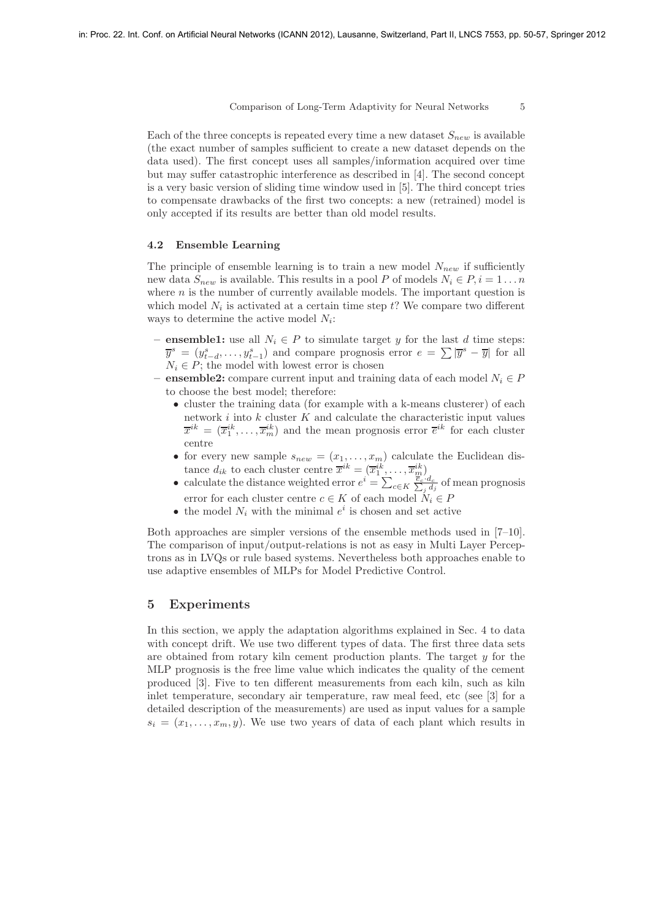Each of the three concepts is repeated every time a new dataset $S_{new}$ is available (the exact number of samples sufficient to create a new dataset depends on the data used). The first concept uses all samples/information acquired over time but may suffer catastrophic interference as described in [4]. The second concept is a very basic version of sliding time window used in [5]. The third concept tries to compensate drawbacks of the first two concepts: a new (retrained) model is only accepted if its results are better than old model results.

### 4.2 Ensemble Learning

The principle of ensemble learning is to train a new model $N_{new}$ if sufficiently new data $S_{new}$ is available. This results in a pool $P$ of models $N_i \in P, i = 1 \ldots n$ where $n$ is the number of currently available models. The important question is which model $N_i$ is activated at a certain time step $t$? We compare two different ways to determine the active model $N_i$:

- **ensemble1:** use all $N_i \in P$ to simulate target $y$ for the last $d$ time steps: $\overline{y}^s = (y^s_{t-d}, \ldots, y^s_{t-1})$ and compare prognosis error $e = \sum |\overline{y}^s - \overline{y}|$ for all $N_i \in P$; the model with lowest error is chosen
- **ensemble2:** compare current input and training data of each model $N_i \in P$ to choose the best model; therefore:
  - cluster the training data (for example with a k-means clusterer) of each network $i$ into $k$ cluster $K$ and calculate the characteristic input values $\overline{x}^{ik} = (\overline{x}^{ik}_1, \ldots, \overline{x}^{ik}_m)$ and the mean prognosis error $\overline{e}^{ik}$ for each cluster centre
  - for every new sample $s_{new} = (x_1, \ldots, x_m)$ calculate the Euclidean distance $d_{ik}$ to each cluster centre $\overline{x}^{ik} = (\overline{x}^{ik}_1, \ldots, \overline{x}^{ik}_m)$
  - calculate the distance weighted error $e^i = \sum_{c \in K} \frac{\overline{e}_c \cdot d_c}{\sum_j d_j}$ of mean prognosis error for each cluster centre $c \in K$ of each model $N_i \in P$
  - the model $N_i$ with the minimal $e^i$ is chosen and set active

Both approaches are simpler versions of the ensemble methods used in [7–10]. The comparison of input/output-relations is not as easy in Multi Layer Perceptrons as in LVQs or rule based systems. Nevertheless both approaches enable to use adaptive ensembles of MLPs for Model Predictive Control.

## 5 Experiments

In this section, we apply the adaptation algorithms explained in Sec. 4 to data with concept drift. We use two different types of data. The first three data sets are obtained from rotary kiln cement production plants. The target $y$ for the MLP prognosis is the free lime value which indicates the quality of the cement produced [3]. Five to ten different measurements from each kiln, such as kiln inlet temperature, secondary air temperature, raw meal feed, etc (see [3] for a detailed description of the measurements) are used as input values for a sample $s_i = (x_1, \ldots, x_m, y)$. We use two years of data of each plant which results in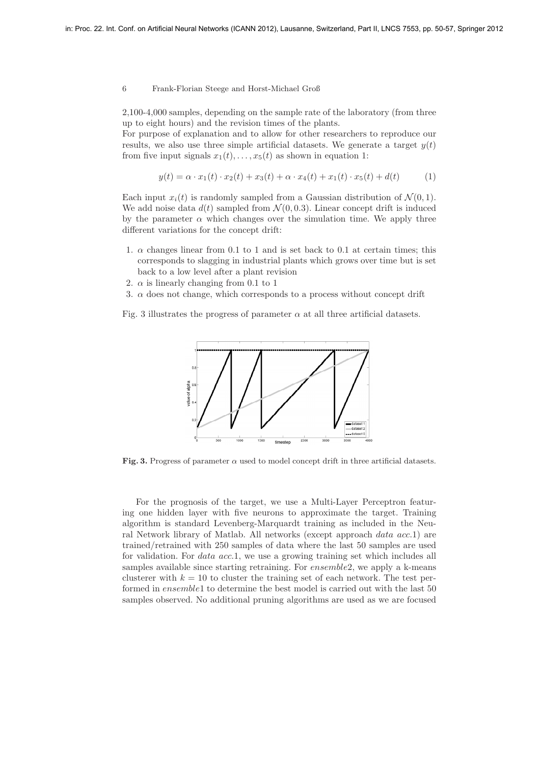2,100-4,000 samples, depending on the sample rate of the laboratory (from three up to eight hours) and the revision times of the plants.

For purpose of explanation and to allow for other researchers to reproduce our results, we also use three simple artificial datasets. We generate a target $y(t)$ from five input signals $x_1(t), \ldots, x_5(t)$ as shown in equation 1:

$$y(t) = \alpha \cdot x_1(t) \cdot x_2(t) + x_3(t) + \alpha \cdot x_4(t) + x_1(t) \cdot x_5(t) + d(t) \tag{1}$$

Each input $x_i(t)$ is randomly sampled from a Gaussian distribution of $\mathcal{N}(0, 1)$. We add noise data $d(t)$ sampled from $\mathcal{N}(0, 0.3)$. Linear concept drift is induced by the parameter $\alpha$ which changes over the simulation time. We apply three different variations for the concept drift:

1. $\alpha$ changes linear from 0.1 to 1 and is set back to 0.1 at certain times; this corresponds to slagging in industrial plants which grows over time but is set back to a low level after a plant revision
2. $\alpha$ is linearly changing from 0.1 to 1
3. $\alpha$ does not change, which corresponds to a process without concept drift

Fig. 3 illustrates the progress of parameter $\alpha$ at all three artificial datasets.

**Fig. 3.** Progress of parameter $\alpha$ used to model concept drift in three artificial datasets.

For the prognosis of the target, we use a Multi-Layer Perceptron featuring one hidden layer with five neurons to approximate the target. Training algorithm is standard Levenberg-Marquardt training as included in the Neural Network library of Matlab. All networks (except approach *data acc.*1) are trained/retrained with 250 samples of data where the last 50 samples are used for validation. For *data acc.*1, we use a growing training set which includes all samples available since starting retraining. For *ensemble*2, we apply a k-means clusterer with $k = 10$ to cluster the training set of each network. The test performed in *ensemble*1 to determine the best model is carried out with the last 50 samples observed. No additional pruning algorithms are used as we are focused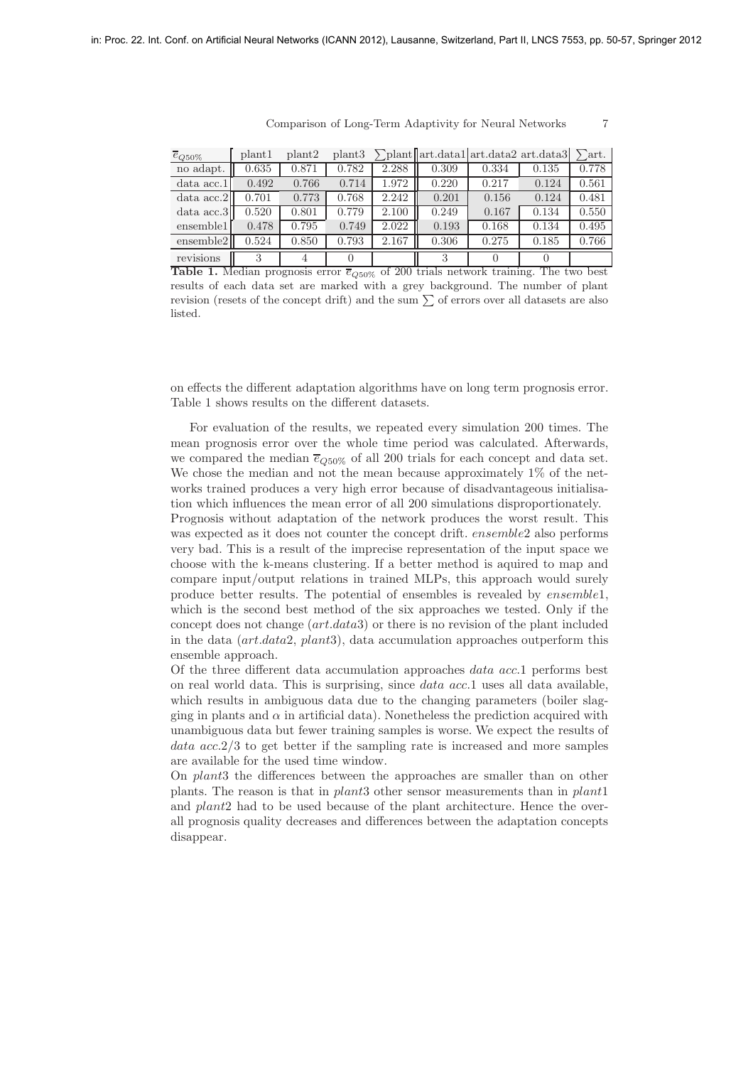| $\overline{e}_{Q50\%}$ | plant1 | plant2 | plant3 | $\sum$plant | art.data1 | art.data2 | art.data3 | $\sum$art. |
|---|---|---|---|---|---|---|---|---|
| no adapt. | 0.635 | 0.871 | 0.782 | 2.288 | 0.309 | 0.334 | 0.135 | 0.778 |
| data acc.1 | 0.492 | 0.766 | 0.714 | 1.972 | 0.220 | 0.217 | 0.124 | 0.561 |
| data acc.2 | 0.701 | 0.773 | 0.768 | 2.242 | 0.201 | 0.156 | 0.124 | 0.481 |
| data acc.3 | 0.520 | 0.801 | 0.779 | 2.100 | 0.249 | 0.167 | 0.134 | 0.550 |
| ensemble1 | 0.478 | 0.795 | 0.749 | 2.022 | 0.193 | 0.168 | 0.134 | 0.495 |
| ensemble2 | 0.524 | 0.850 | 0.793 | 2.167 | 0.306 | 0.275 | 0.185 | 0.766 |
| revisions | 3 | 4 | 0 | | 3 | 0 | 0 | |

**Table 1.** Median prognosis error $\overline{e}_{Q50\%}$ of 200 trials network training. The two best results of each data set are marked with a grey background. The number of plant revision (resets of the concept drift) and the sum $\sum$ of errors over all datasets are also listed.

on effects the different adaptation algorithms have on long term prognosis error. Table 1 shows results on the different datasets.

For evaluation of the results, we repeated every simulation 200 times. The mean prognosis error over the whole time period was calculated. Afterwards, we compared the median $\overline{e}_{Q50\%}$ of all 200 trials for each concept and data set. We chose the median and not the mean because approximately 1% of the networks trained produces a very high error because of disadvantageous initialisation which influences the mean error of all 200 simulations disproportionately.
Prognosis without adaptation of the network produces the worst result. This was expected as it does not counter the concept drift. *ensemble*2 also performs very bad. This is a result of the imprecise representation of the input space we choose with the k-means clustering. If a better method is aquired to map and compare input/output relations in trained MLPs, this approach would surely produce better results. The potential of ensembles is revealed by *ensemble*1, which is the second best method of the six approaches we tested. Only if the concept does not change (*art.data*3) or there is no revision of the plant included in the data (*art.data*2, *plant*3), data accumulation approaches outperform this ensemble approach.
Of the three different data accumulation approaches *data acc.*1 performs best on real world data. This is surprising, since *data acc.*1 uses all data available, which results in ambiguous data due to the changing parameters (boiler slagging in plants and $\alpha$ in artificial data). Nonetheless the prediction acquired with unambiguous data but fewer training samples is worse. We expect the results of *data acc.*2/3 to get better if the sampling rate is increased and more samples are available for the used time window.
On *plant*3 the differences between the approaches are smaller than on other plants. The reason is that in *plant*3 other sensor measurements than in *plant*1 and *plant*2 had to be used because of the plant architecture. Hence the overall prognosis quality decreases and differences between the adaptation concepts disappear.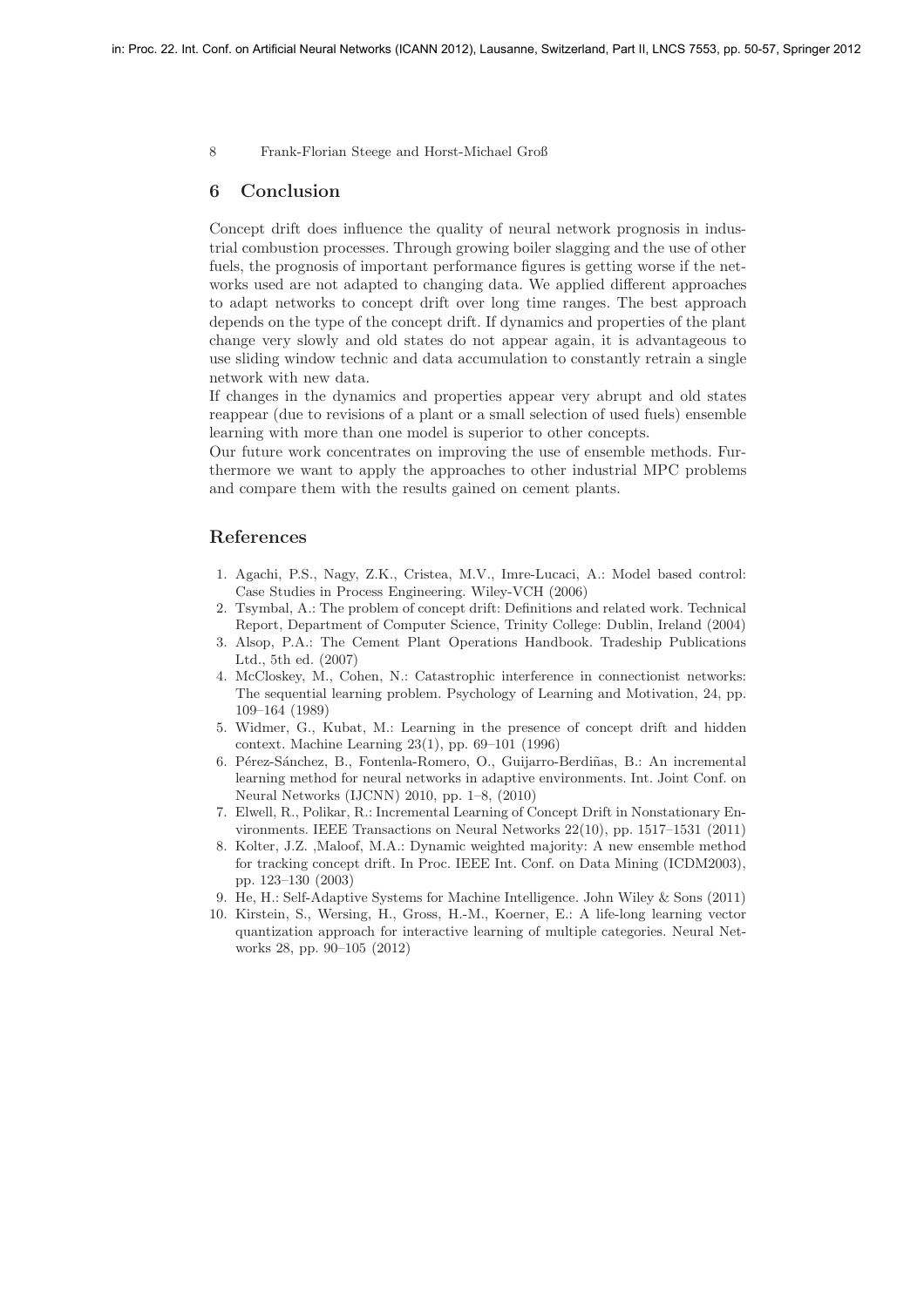## 6 Conclusion

Concept drift does influence the quality of neural network prognosis in industrial combustion processes. Through growing boiler slagging and the use of other fuels, the prognosis of important performance figures is getting worse if the networks used are not adapted to changing data. We applied different approaches to adapt networks to concept drift over long time ranges. The best approach depends on the type of the concept drift. If dynamics and properties of the plant change very slowly and old states do not appear again, it is advantageous to use sliding window technic and data accumulation to constantly retrain a single network with new data.

If changes in the dynamics and properties appear very abrupt and old states reappear (due to revisions of a plant or a small selection of used fuels) ensemble learning with more than one model is superior to other concepts.

Our future work concentrates on improving the use of ensemble methods. Furthermore we want to apply the approaches to other industrial MPC problems and compare them with the results gained on cement plants.

## References

1. Agachi, P.S., Nagy, Z.K., Cristea, M.V., Imre-Lucaci, A.: Model based control: Case Studies in Process Engineering. Wiley-VCH (2006)
2. Tsymbal, A.: The problem of concept drift: Definitions and related work. Technical Report, Department of Computer Science, Trinity College: Dublin, Ireland (2004)
3. Alsop, P.A.: The Cement Plant Operations Handbook. Tradeship Publications Ltd., 5th ed. (2007)
4. McCloskey, M., Cohen, N.: Catastrophic interference in connectionist networks: The sequential learning problem. Psychology of Learning and Motivation, 24, pp. 109–164 (1989)
5. Widmer, G., Kubat, M.: Learning in the presence of concept drift and hidden context. Machine Learning 23(1), pp. 69–101 (1996)
6. Pérez-Sánchez, B., Fontenla-Romero, O., Guijarro-Berdiñas, B.: An incremental learning method for neural networks in adaptive environments. Int. Joint Conf. on Neural Networks (IJCNN) 2010, pp. 1–8, (2010)
7. Elwell, R., Polikar, R.: Incremental Learning of Concept Drift in Nonstationary Environments. IEEE Transactions on Neural Networks 22(10), pp. 1517–1531 (2011)
8. Kolter, J.Z. ,Maloof, M.A.: Dynamic weighted majority: A new ensemble method for tracking concept drift. In Proc. IEEE Int. Conf. on Data Mining (ICDM2003), pp. 123–130 (2003)
9. He, H.: Self-Adaptive Systems for Machine Intelligence. John Wiley & Sons (2011)
10. Kirstein, S., Wersing, H., Gross, H.-M., Koerner, E.: A life-long learning vector quantization approach for interactive learning of multiple categories. Neural Networks 28, pp. 90–105 (2012)